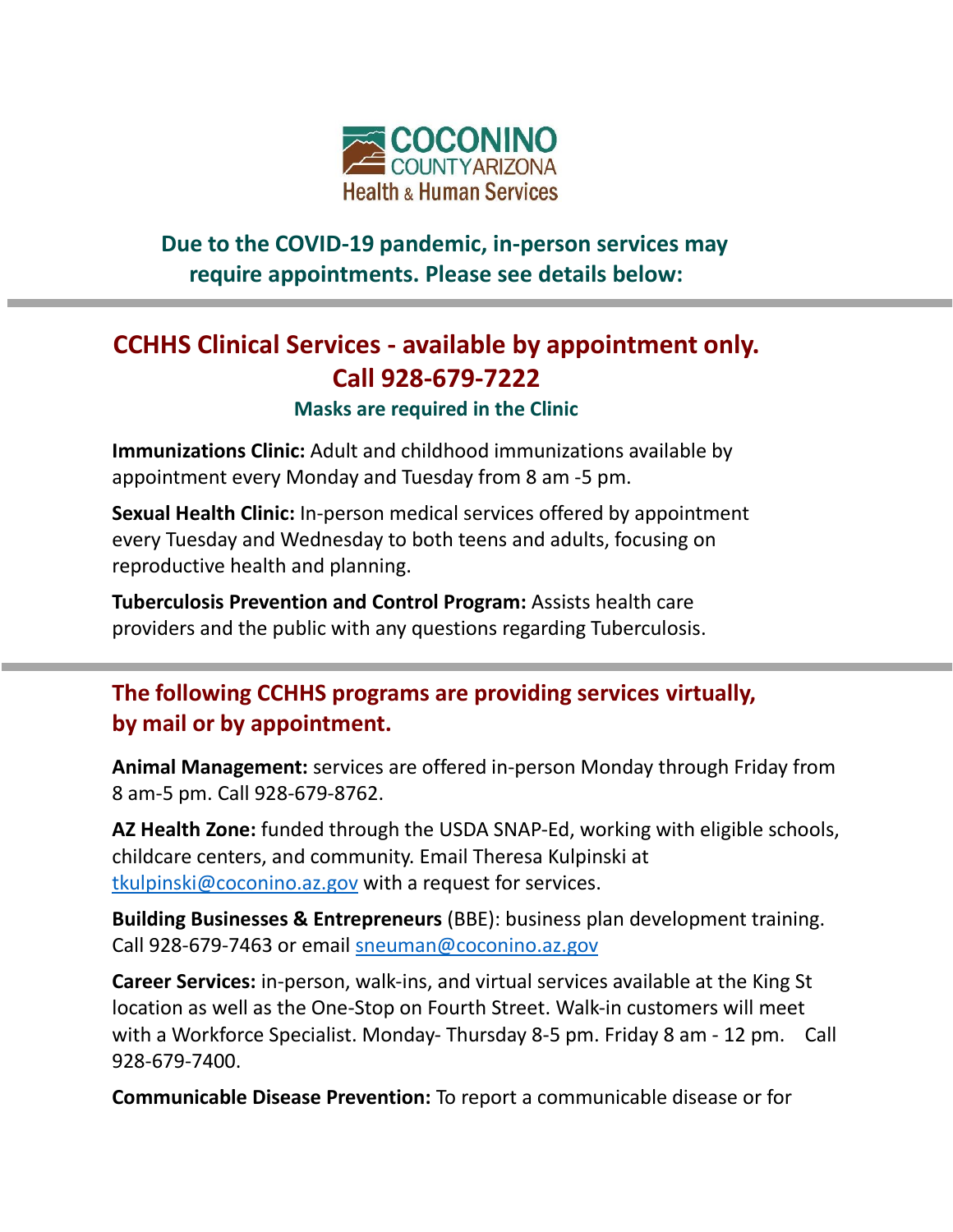COCONINO COUNTY ARIZONA
Health & Human Services

**Due to the COVID-19 pandemic, in-person services may require appointments. Please see details below:**

---

## CCHHS Clinical Services - available by appointment only. Call 928-679-7222

**Masks are required in the Clinic**

**Immunizations Clinic:** Adult and childhood immunizations available by appointment every Monday and Tuesday from 8 am -5 pm.

**Sexual Health Clinic:** In-person medical services offered by appointment every Tuesday and Wednesday to both teens and adults, focusing on reproductive health and planning.

**Tuberculosis Prevention and Control Program:** Assists health care providers and the public with any questions regarding Tuberculosis.

---

## The following CCHHS programs are providing services virtually, by mail or by appointment.

**Animal Management:** services are offered in-person Monday through Friday from 8 am-5 pm. Call 928-679-8762.

**AZ Health Zone:** funded through the USDA SNAP-Ed, working with eligible schools, childcare centers, and community. Email Theresa Kulpinski at tkulpinski@coconino.az.gov with a request for services.

**Building Businesses & Entrepreneurs** (BBE): business plan development training. Call 928-679-7463 or email sneuman@coconino.az.gov

**Career Services:** in-person, walk-ins, and virtual services available at the King St location as well as the One-Stop on Fourth Street. Walk-in customers will meet with a Workforce Specialist. Monday- Thursday 8-5 pm. Friday 8 am - 12 pm. Call 928-679-7400.

**Communicable Disease Prevention:** To report a communicable disease or for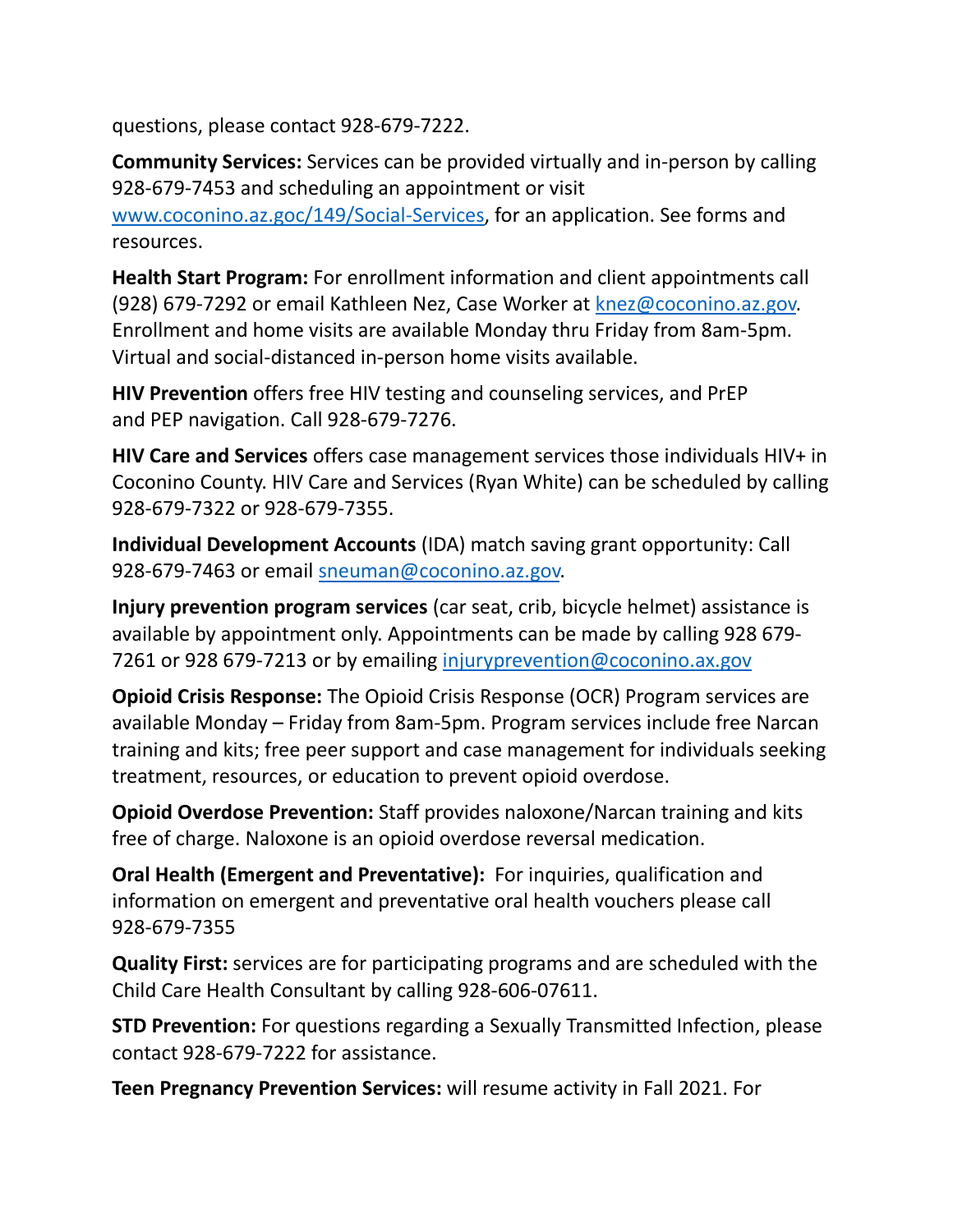questions, please contact 928-679-7222.

**Community Services:** Services can be provided virtually and in-person by calling 928-679-7453 and scheduling an appointment or visit [www.coconino.az.goc/149/Social-Services](www.coconino.az.goc/149/Social-Services), for an application. See forms and resources.

**Health Start Program:** For enrollment information and client appointments call (928) 679-7292 or email Kathleen Nez, Case Worker at [knez@coconino.az.gov](mailto:knez@coconino.az.gov). Enrollment and home visits are available Monday thru Friday from 8am-5pm. Virtual and social-distanced in-person home visits available.

**HIV Prevention** offers free HIV testing and counseling services, and PrEP and PEP navigation. Call 928-679-7276.

**HIV Care and Services** offers case management services those individuals HIV+ in Coconino County. HIV Care and Services (Ryan White) can be scheduled by calling 928-679-7322 or 928-679-7355.

**Individual Development Accounts** (IDA) match saving grant opportunity: Call 928-679-7463 or email [sneuman@coconino.az.gov](mailto:sneuman@coconino.az.gov).

**Injury prevention program services** (car seat, crib, bicycle helmet) assistance is available by appointment only. Appointments can be made by calling 928 679-7261 or 928 679-7213 or by emailing [injuryprevention@coconino.ax.gov](mailto:injuryprevention@coconino.ax.gov)

**Opioid Crisis Response:** The Opioid Crisis Response (OCR) Program services are available Monday – Friday from 8am-5pm. Program services include free Narcan training and kits; free peer support and case management for individuals seeking treatment, resources, or education to prevent opioid overdose.

**Opioid Overdose Prevention:** Staff provides naloxone/Narcan training and kits free of charge. Naloxone is an opioid overdose reversal medication.

**Oral Health (Emergent and Preventative):** For inquiries, qualification and information on emergent and preventative oral health vouchers please call 928-679-7355

**Quality First:** services are for participating programs and are scheduled with the Child Care Health Consultant by calling 928-606-07611.

**STD Prevention:** For questions regarding a Sexually Transmitted Infection, please contact 928-679-7222 for assistance.

**Teen Pregnancy Prevention Services:** will resume activity in Fall 2021. For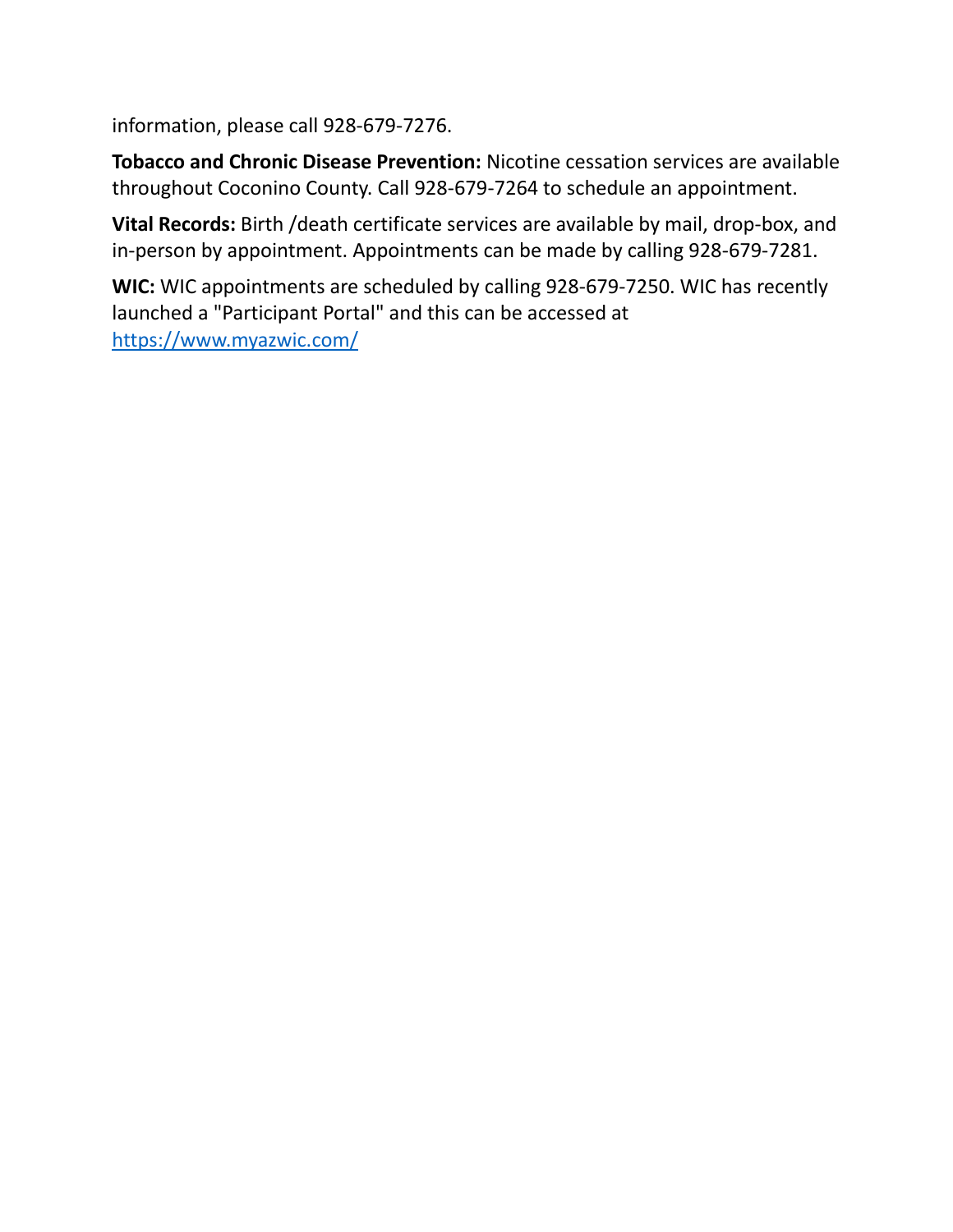information, please call 928-679-7276.

**Tobacco and Chronic Disease Prevention:** Nicotine cessation services are available throughout Coconino County. Call 928-679-7264 to schedule an appointment.

**Vital Records:** Birth /death certificate services are available by mail, drop-box, and in-person by appointment. Appointments can be made by calling 928-679-7281.

**WIC:** WIC appointments are scheduled by calling 928-679-7250. WIC has recently launched a "Participant Portal" and this can be accessed at [https://www.myazwic.com/](https://www.myazwic.com/)